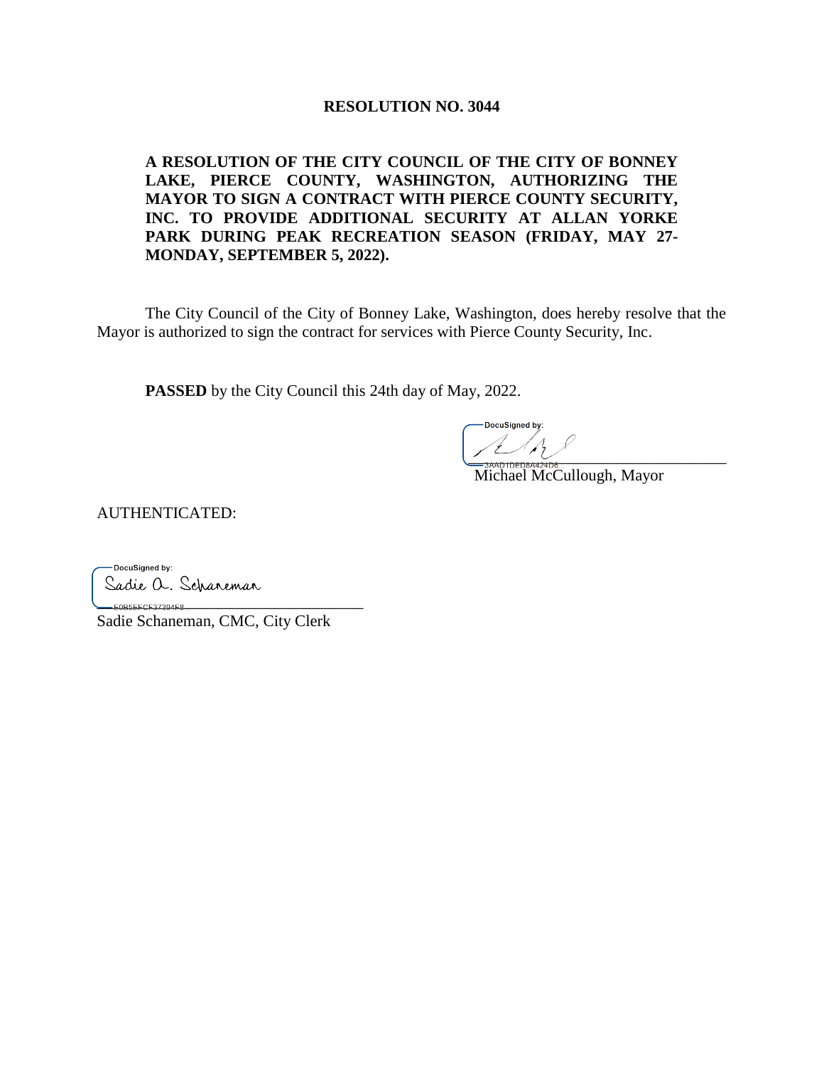# RESOLUTION NO. 3044

**A RESOLUTION OF THE CITY COUNCIL OF THE CITY OF BONNEY LAKE, PIERCE COUNTY, WASHINGTON, AUTHORIZING THE MAYOR TO SIGN A CONTRACT WITH PIERCE COUNTY SECURITY, INC. TO PROVIDE ADDITIONAL SECURITY AT ALLAN YORKE PARK DURING PEAK RECREATION SEASON (FRIDAY, MAY 27-MONDAY, SEPTEMBER 5, 2022).**

The City Council of the City of Bonney Lake, Washington, does hereby resolve that the Mayor is authorized to sign the contract for services with Pierce County Security, Inc.

**PASSED** by the City Council this 24th day of May, 2022.

DocuSigned by:
3AAD1DED8A424D8...
Michael McCullough, Mayor

AUTHENTICATED:

DocuSigned by:
Sadie A. Schaneman
E0B5EFCF37394F8...
Sadie Schaneman, CMC, City Clerk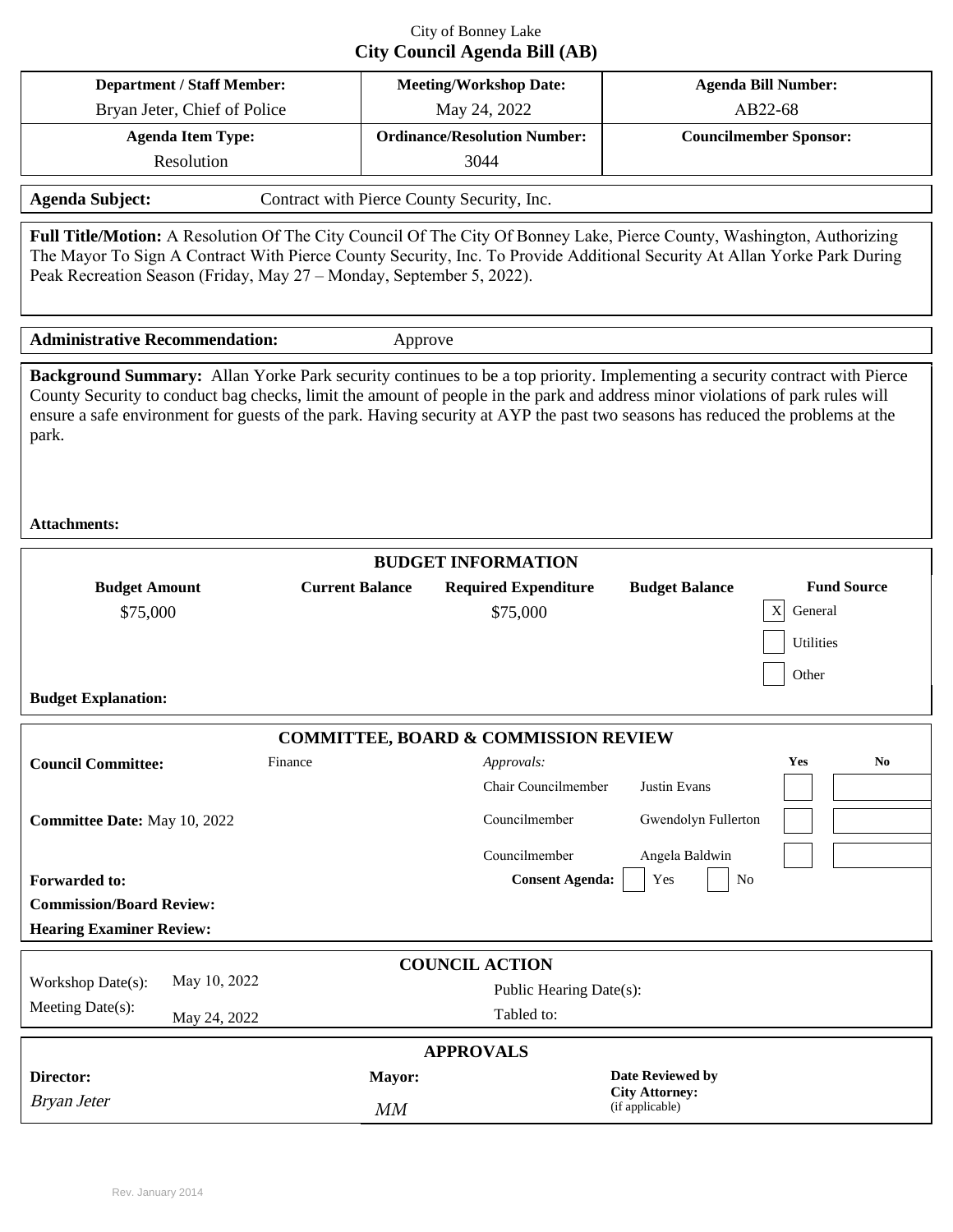City of Bonney Lake

# City Council Agenda Bill (AB)

| Department / Staff Member: | Meeting/Workshop Date: | Agenda Bill Number: |
|---|---|---|
| Bryan Jeter, Chief of Police | May 24, 2022 | AB22-68 |
| **Agenda Item Type:** | **Ordinance/Resolution Number:** | **Councilmember Sponsor:** |
| Resolution | 3044 | |

**Agenda Subject:** Contract with Pierce County Security, Inc.

**Full Title/Motion:** A Resolution Of The City Council Of The City Of Bonney Lake, Pierce County, Washington, Authorizing The Mayor To Sign A Contract With Pierce County Security, Inc. To Provide Additional Security At Allan Yorke Park During Peak Recreation Season (Friday, May 27 – Monday, September 5, 2022).

**Administrative Recommendation:** Approve

**Background Summary:** Allan Yorke Park security continues to be a top priority. Implementing a security contract with Pierce County Security to conduct bag checks, limit the amount of people in the park and address minor violations of park rules will ensure a safe environment for guests of the park. Having security at AYP the past two seasons has reduced the problems at the park.

**Attachments:**

## BUDGET INFORMATION

| Budget Amount | Current Balance | Required Expenditure | Budget Balance | Fund Source |
|---|---|---|---|---|
| $75,000 | | $75,000 | | [X] General |
| | | | | [ ] Utilities |
| | | | | [ ] Other |

**Budget Explanation:**

## COMMITTEE, BOARD & COMMISSION REVIEW

**Council Committee:** Finance

**Committee Date:** May 10, 2022

| *Approvals:* | | Yes | No |
|---|---|---|---|
| Chair Councilmember | Justin Evans | | |
| Councilmember | Gwendolyn Fullerton | | |
| Councilmember | Angela Baldwin | | |

**Forwarded to:**

**Consent Agenda:** [ ] Yes [ ] No

**Commission/Board Review:**

**Hearing Examiner Review:**

## COUNCIL ACTION

Workshop Date(s): May 10, 2022

Meeting Date(s): May 24, 2022

Public Hearing Date(s):

Tabled to:

## APPROVALS

| Director: | Mayor: | Date Reviewed by City Attorney: (if applicable) |
|---|---|---|
| *Bryan Jeter* | *MM* | |

Rev. January 2014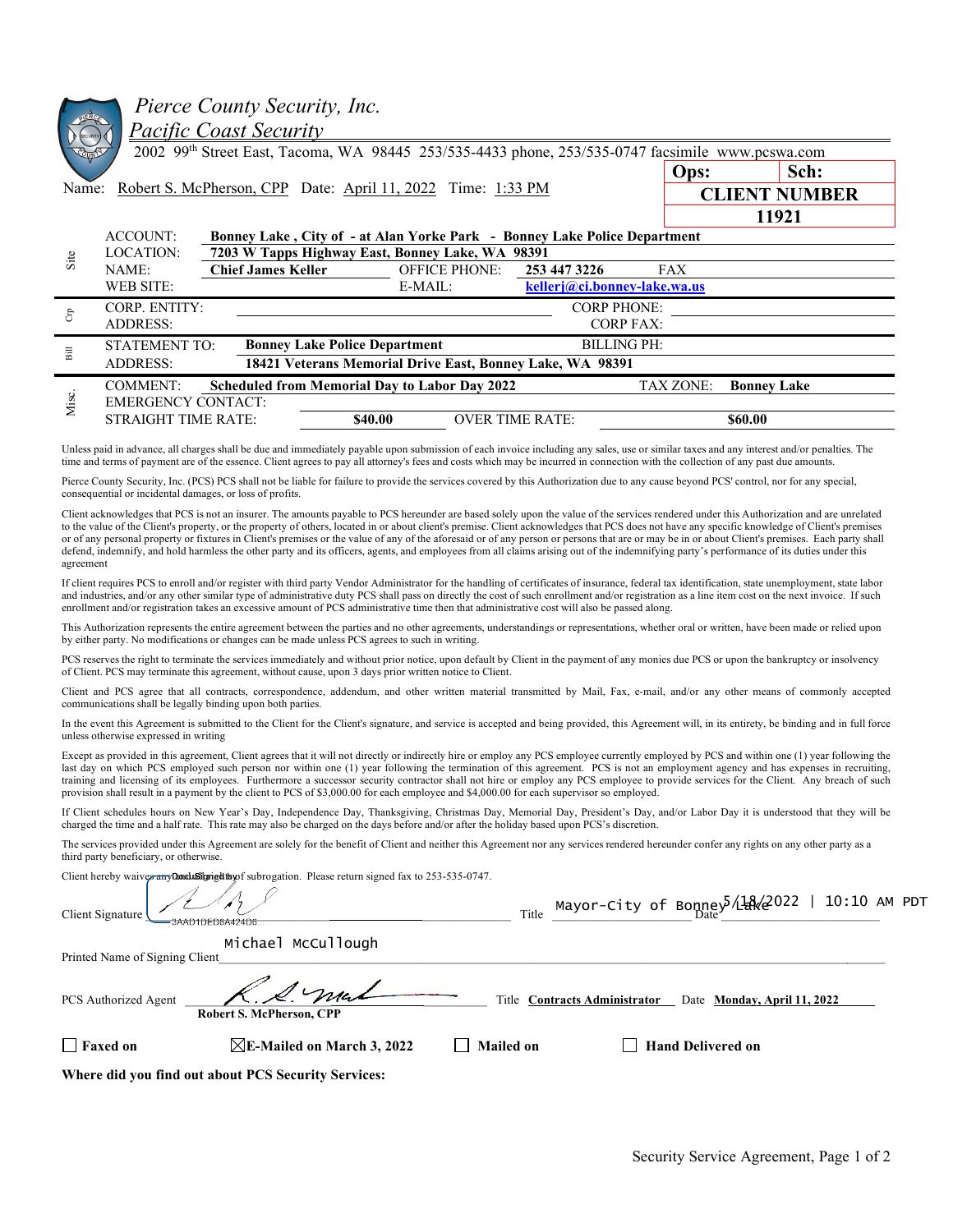# Pierce County Security, Inc.

## Pacific Coast Security

2002 99th Street East, Tacoma, WA 98445 253/535-4433 phone, 253/535-0747 facsimile www.pcswa.com

| Ops: | Sch: |
|---|---|
| **CLIENT NUMBER** | |
| **11921** | |

Name: Robert S. McPherson, CPP Date: April 11, 2022 Time: 1:33 PM

| | | | | |
|---|---|---|---|---|
| **Site** | ACCOUNT: | **Bonney Lake , City of - at Alan Yorke Park - Bonney Lake Police Department** | | |
| | LOCATION: | **7203 W Tapps Highway East, Bonney Lake, WA 98391** | | |
| | NAME: | **Chief James Keller** | OFFICE PHONE: **253 447 3226** | FAX |
| | WEB SITE: | | E-MAIL: **kellerj@ci.bonney-lake.wa.us** | |
| **Crp** | CORP. ENTITY: | | CORP PHONE: | |
| | ADDRESS: | | CORP FAX: | |
| **Bill** | STATEMENT TO: | **Bonney Lake Police Department** | BILLING PH: | |
| | ADDRESS: | **18421 Veterans Memorial Drive East, Bonney Lake, WA 98391** | | |
| **Misc.** | COMMENT: | **Scheduled from Memorial Day to Labor Day 2022** | TAX ZONE: **Bonney Lake** | |
| | EMERGENCY CONTACT: | | | |
| | STRAIGHT TIME RATE: | **$40.00** | OVER TIME RATE: | **$60.00** |

Unless paid in advance, all charges shall be due and immediately payable upon submission of each invoice including any sales, use or similar taxes and any interest and/or penalties. The time and terms of payment are of the essence. Client agrees to pay all attorney's fees and costs which may be incurred in connection with the collection of any past due amounts.

Pierce County Security, Inc. (PCS) PCS shall not be liable for failure to provide the services covered by this Authorization due to any cause beyond PCS' control, nor for any special, consequential or incidental damages, or loss of profits.

Client acknowledges that PCS is not an insurer. The amounts payable to PCS hereunder are based solely upon the value of the services rendered under this Authorization and are unrelated to the value of the Client's property, or the property of others, located in or about client's premise. Client acknowledges that PCS does not have any specific knowledge of Client's premises or of any personal property or fixtures in Client's premises or the value of any of the aforesaid or of any person or persons that are or may be in or about Client's premises. Each party shall defend, indemnify, and hold harmless the other party and its officers, agents, and employees from all claims arising out of the indemnifying party's performance of its duties under this agreement

If client requires PCS to enroll and/or register with third party Vendor Administrator for the handling of certificates of insurance, federal tax identification, state unemployment, state labor and industries, and/or any other similar type of administrative duty PCS shall pass on directly the cost of such enrollment and/or registration as a line item cost on the next invoice. If such enrollment and/or registration takes an excessive amount of PCS administrative time then that administrative cost will also be passed along.

This Authorization represents the entire agreement between the parties and no other agreements, understandings or representations, whether oral or written, have been made or relied upon by either party. No modifications or changes can be made unless PCS agrees to such in writing.

PCS reserves the right to terminate the services immediately and without prior notice, upon default by Client in the payment of any monies due PCS or upon the bankruptcy or insolvency of Client. PCS may terminate this agreement, without cause, upon 3 days prior written notice to Client.

Client and PCS agree that all contracts, correspondence, addendum, and other written material transmitted by Mail, Fax, e-mail, and/or any other means of commonly accepted communications shall be legally binding upon both parties.

In the event this Agreement is submitted to the Client for the Client's signature, and service is accepted and being provided, this Agreement will, in its entirety, be binding and in full force unless otherwise expressed in writing

Except as provided in this agreement, Client agrees that it will not directly or indirectly hire or employ any PCS employee currently employed by PCS and within one (1) year following the last day on which PCS employed such person nor within one (1) year following the termination of this agreement. PCS is not an employment agency and has expenses in recruiting, training and licensing of its employees. Furthermore a successor security contractor shall not hire or employ any PCS employee to provide services for the Client. Any breach of such provision shall result in a payment by the client to PCS of $3,000.00 for each employee and $4,000.00 for each supervisor so employed.

If Client schedules hours on New Year's Day, Independence Day, Thanksgiving, Christmas Day, Memorial Day, President's Day, and/or Labor Day it is understood that they will be charged the time and a half rate. This rate may also be charged on the days before and/or after the holiday based upon PCS's discretion.

The services provided under this Agreement are solely for the benefit of Client and neither this Agreement nor any services rendered hereunder confer any rights on any other party as a third party beneficiary, or otherwise.

Client hereby waives any and all rights of subrogation. Please return signed fax to 253-535-0747.

Client Signature [DocuSigned by: signature] 3AAD1DED8A424D8 Title Mayor-City of Bonney Lake Date 5/18/2022 | 10:10 AM PDT

Printed Name of Signing Client Michael McCullough

PCS Authorized Agent [signature] Robert S. McPherson, CPP Title **Contracts Administrator** Date **Monday, April 11, 2022**

☐ **Faxed on** ☒ **E-Mailed on March 3, 2022** ☐ **Mailed on** ☐ **Hand Delivered on**

**Where did you find out about PCS Security Services:**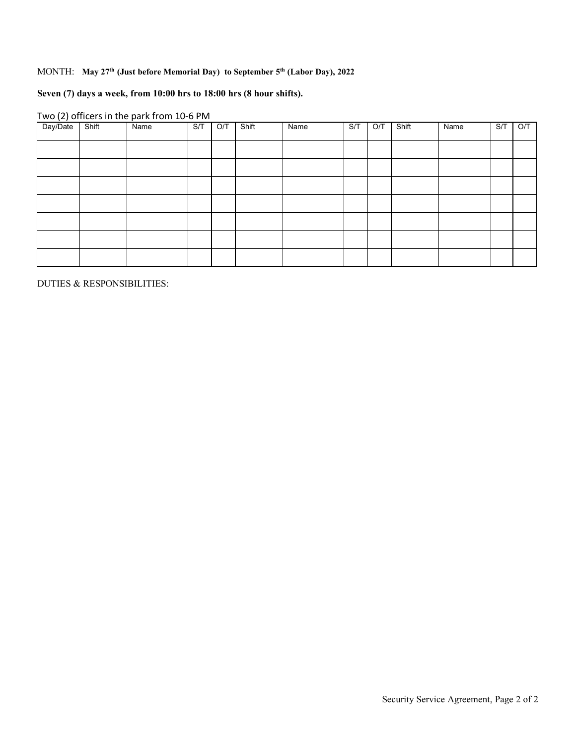MONTH: **May 27th (Just before Memorial Day) to September 5th (Labor Day), 2022**

**Seven (7) days a week, from 10:00 hrs to 18:00 hrs (8 hour shifts).**

Two (2) officers in the park from 10-6 PM

| Day/Date | Shift | Name | S/T | O/T | Shift | Name | S/T | O/T | Shift | Name | S/T | O/T |
|---|---|---|---|---|---|---|---|---|---|---|---|---|
| | | | | | | | | | | | | |
| | | | | | | | | | | | | |
| | | | | | | | | | | | | |
| | | | | | | | | | | | | |
| | | | | | | | | | | | | |
| | | | | | | | | | | | | |
| | | | | | | | | | | | | |

DUTIES & RESPONSIBILITIES: